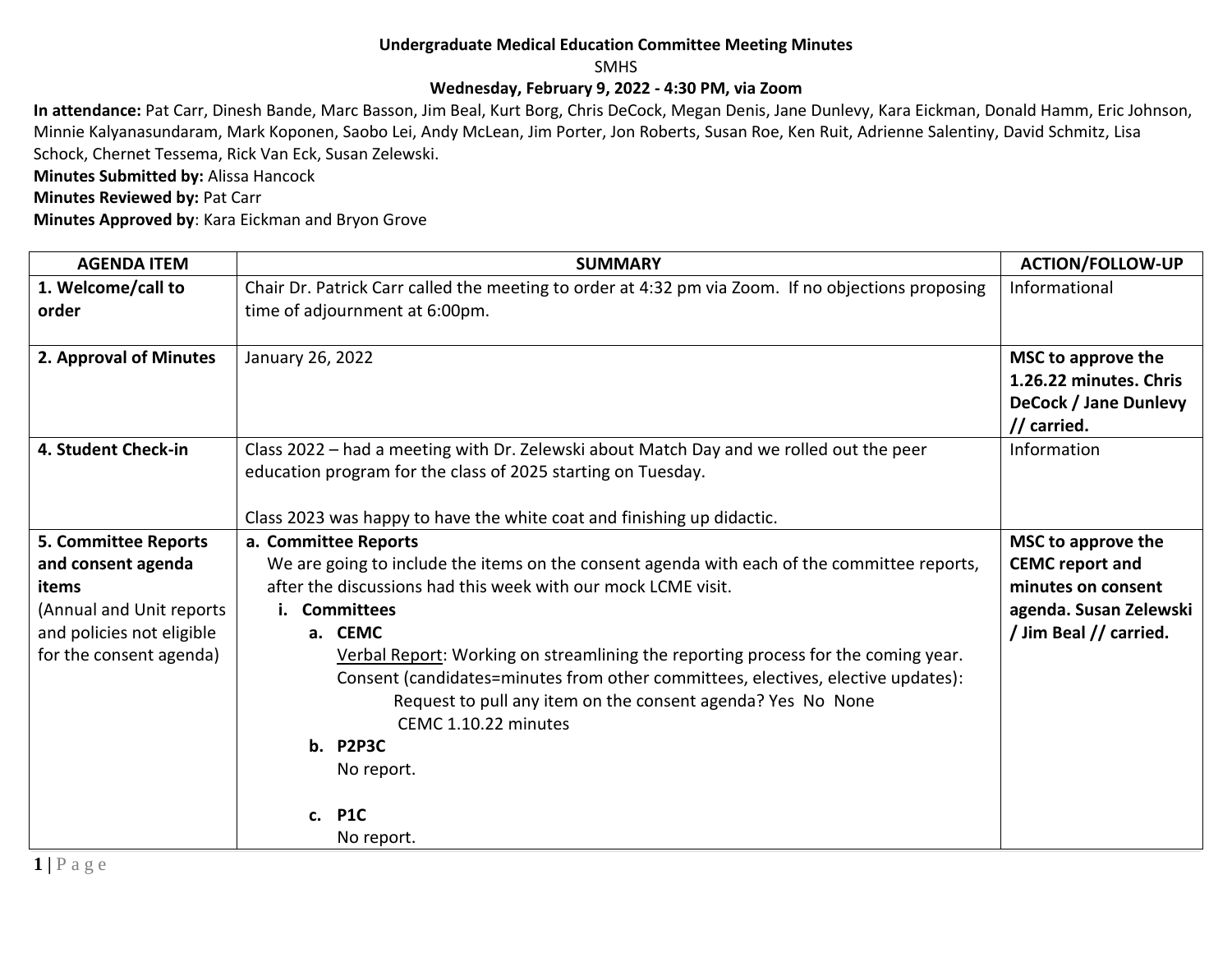**Undergraduate Medical Education Committee Meeting Minutes**

SMHS

**Wednesday, February 9, 2022 - 4:30 PM, via Zoom**

**In attendance:** Pat Carr, Dinesh Bande, Marc Basson, Jim Beal, Kurt Borg, Chris DeCock, Megan Denis, Jane Dunlevy, Kara Eickman, Donald Hamm, Eric Johnson, Minnie Kalyanasundaram, Mark Koponen, Saobo Lei, Andy McLean, Jim Porter, Jon Roberts, Susan Roe, Ken Ruit, Adrienne Salentiny, David Schmitz, Lisa Schock, Chernet Tessema, Rick Van Eck, Susan Zelewski.

**Minutes Submitted by:** Alissa Hancock

**Minutes Reviewed by:** Pat Carr

**Minutes Approved by**: Kara Eickman and Bryon Grove

| AGENDA ITEM | SUMMARY | ACTION/FOLLOW-UP |
|---|---|---|
| **1. Welcome/call to order** | Chair Dr. Patrick Carr called the meeting to order at 4:32 pm via Zoom. If no objections proposing time of adjournment at 6:00pm. | Informational |
| **2. Approval of Minutes** | January 26, 2022 | **MSC to approve the 1.26.22 minutes. Chris DeCock / Jane Dunlevy // carried.** |
| **4. Student Check-in** | Class 2022 – had a meeting with Dr. Zelewski about Match Day and we rolled out the peer education program for the class of 2025 starting on Tuesday.<br><br>Class 2023 was happy to have the white coat and finishing up didactic. | Information |
| **5. Committee Reports and consent agenda items**<br>(Annual and Unit reports and policies not eligible for the consent agenda) | **a. Committee Reports**<br>We are going to include the items on the consent agenda with each of the committee reports, after the discussions had this week with our mock LCME visit.<br>**i. Committees**<br>**a. CEMC**<br><u>Verbal Report</u>: Working on streamlining the reporting process for the coming year.<br>Consent (candidates=minutes from other committees, electives, elective updates):<br>Request to pull any item on the consent agenda? Yes No None<br>CEMC 1.10.22 minutes<br>**b. P2P3C**<br>No report.<br><br>**c. P1C**<br>No report. | **MSC to approve the CEMC report and minutes on consent agenda. Susan Zelewski / Jim Beal // carried.** |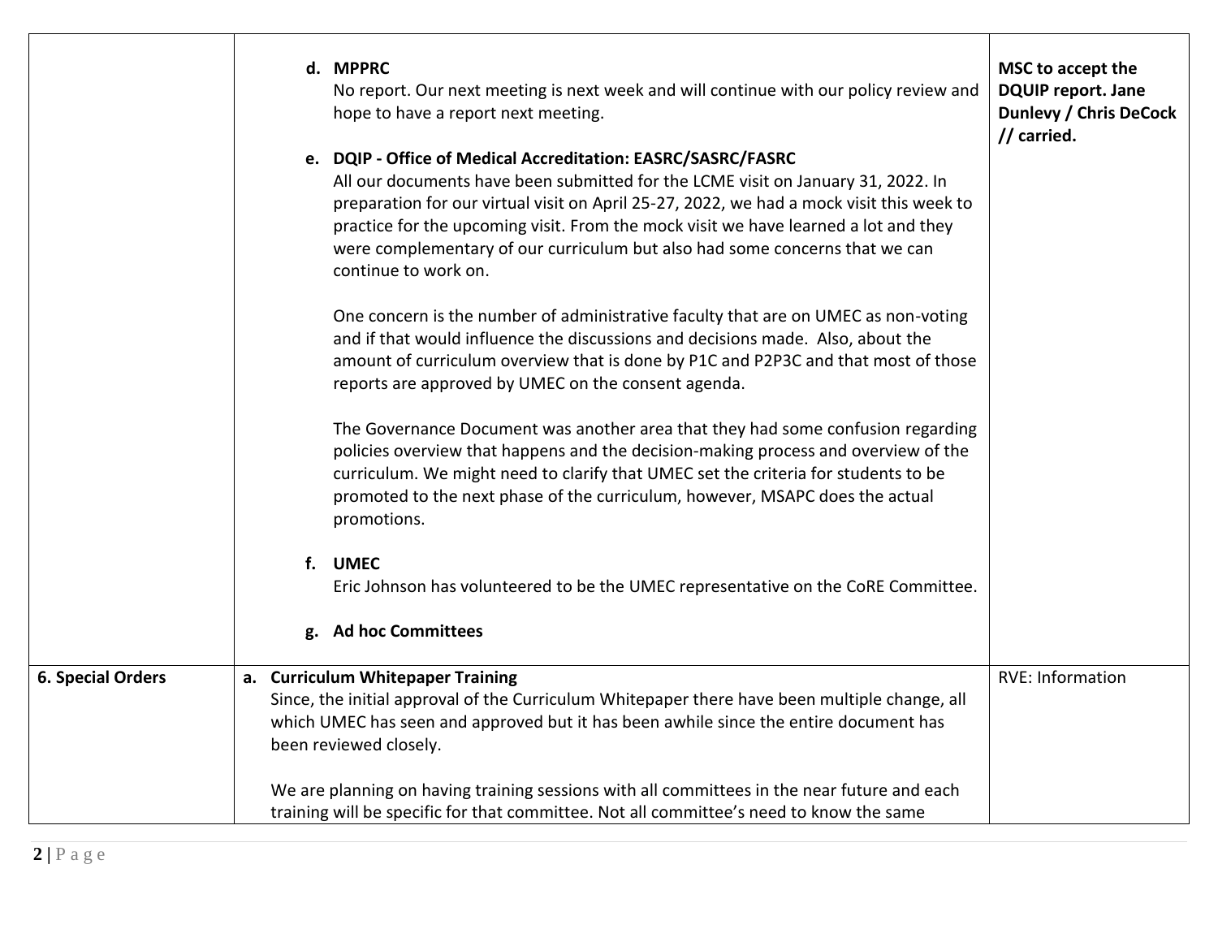| | | |
|---|---|---|
| | **d. MPPRC**<br>No report. Our next meeting is next week and will continue with our policy review and hope to have a report next meeting.<br><br>**e. DQIP - Office of Medical Accreditation: EASRC/SASRC/FASRC**<br>All our documents have been submitted for the LCME visit on January 31, 2022. In preparation for our virtual visit on April 25-27, 2022, we had a mock visit this week to practice for the upcoming visit. From the mock visit we have learned a lot and they were complementary of our curriculum but also had some concerns that we can continue to work on.<br><br>One concern is the number of administrative faculty that are on UMEC as non-voting and if that would influence the discussions and decisions made. Also, about the amount of curriculum overview that is done by P1C and P2P3C and that most of those reports are approved by UMEC on the consent agenda.<br><br>The Governance Document was another area that they had some confusion regarding policies overview that happens and the decision-making process and overview of the curriculum. We might need to clarify that UMEC set the criteria for students to be promoted to the next phase of the curriculum, however, MSAPC does the actual promotions.<br><br>**f. UMEC**<br>Eric Johnson has volunteered to be the UMEC representative on the CoRE Committee.<br><br>**g. Ad hoc Committees** | **MSC to accept the DQUIP report. Jane Dunlevy / Chris DeCock // carried.** |
| **6. Special Orders** | **a. Curriculum Whitepaper Training**<br>Since, the initial approval of the Curriculum Whitepaper there have been multiple change, all which UMEC has seen and approved but it has been awhile since the entire document has been reviewed closely.<br><br>We are planning on having training sessions with all committees in the near future and each training will be specific for that committee. Not all committee's need to know the same | RVE: Information |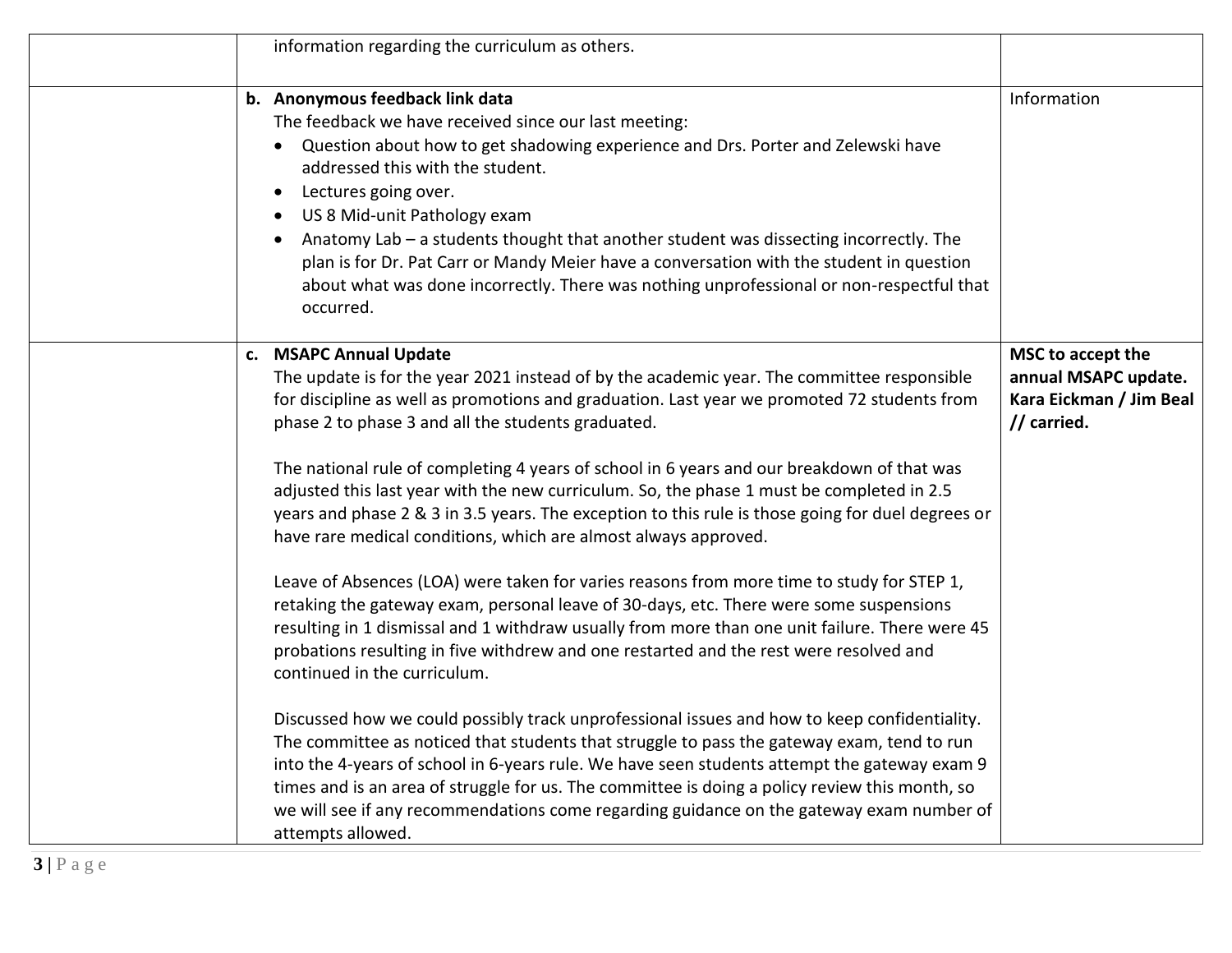| | | |
|---|---|---|
| | information regarding the curriculum as others. | |
| | **b. Anonymous feedback link data**<br>The feedback we have received since our last meeting:<br>• Question about how to get shadowing experience and Drs. Porter and Zelewski have addressed this with the student.<br>• Lectures going over.<br>• US 8 Mid-unit Pathology exam<br>• Anatomy Lab – a students thought that another student was dissecting incorrectly. The plan is for Dr. Pat Carr or Mandy Meier have a conversation with the student in question about what was done incorrectly. There was nothing unprofessional or non-respectful that occurred. | Information |
| | **c. MSAPC Annual Update**<br>The update is for the year 2021 instead of by the academic year. The committee responsible for discipline as well as promotions and graduation. Last year we promoted 72 students from phase 2 to phase 3 and all the students graduated.<br><br>The national rule of completing 4 years of school in 6 years and our breakdown of that was adjusted this last year with the new curriculum. So, the phase 1 must be completed in 2.5 years and phase 2 & 3 in 3.5 years. The exception to this rule is those going for duel degrees or have rare medical conditions, which are almost always approved.<br><br>Leave of Absences (LOA) were taken for varies reasons from more time to study for STEP 1, retaking the gateway exam, personal leave of 30-days, etc. There were some suspensions resulting in 1 dismissal and 1 withdraw usually from more than one unit failure. There were 45 probations resulting in five withdrew and one restarted and the rest were resolved and continued in the curriculum.<br><br>Discussed how we could possibly track unprofessional issues and how to keep confidentiality. The committee as noticed that students that struggle to pass the gateway exam, tend to run into the 4-years of school in 6-years rule. We have seen students attempt the gateway exam 9 times and is an area of struggle for us. The committee is doing a policy review this month, so we will see if any recommendations come regarding guidance on the gateway exam number of attempts allowed. | **MSC to accept the annual MSAPC update. Kara Eickman / Jim Beal // carried.** |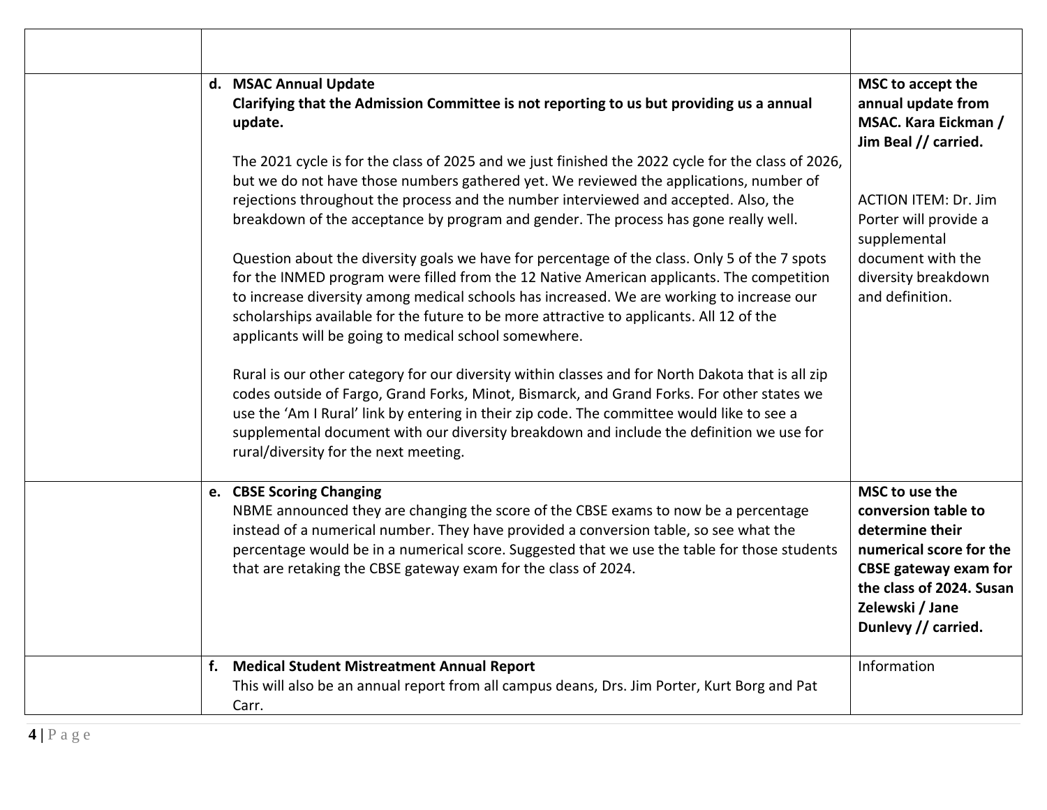| | | |
|---|---|---|
| | | |
| | **d. MSAC Annual Update**<br>**Clarifying that the Admission Committee is not reporting to us but providing us a annual update.**<br><br>The 2021 cycle is for the class of 2025 and we just finished the 2022 cycle for the class of 2026, but we do not have those numbers gathered yet. We reviewed the applications, number of rejections throughout the process and the number interviewed and accepted. Also, the breakdown of the acceptance by program and gender. The process has gone really well.<br><br>Question about the diversity goals we have for percentage of the class. Only 5 of the 7 spots for the INMED program were filled from the 12 Native American applicants. The competition to increase diversity among medical schools has increased. We are working to increase our scholarships available for the future to be more attractive to applicants. All 12 of the applicants will be going to medical school somewhere.<br><br>Rural is our other category for our diversity within classes and for North Dakota that is all zip codes outside of Fargo, Grand Forks, Minot, Bismarck, and Grand Forks. For other states we use the 'Am I Rural' link by entering in their zip code. The committee would like to see a supplemental document with our diversity breakdown and include the definition we use for rural/diversity for the next meeting. | **MSC to accept the annual update from MSAC. Kara Eickman / Jim Beal // carried.**<br><br>ACTION ITEM: Dr. Jim Porter will provide a supplemental document with the diversity breakdown and definition. |
| | **e. CBSE Scoring Changing**<br>NBME announced they are changing the score of the CBSE exams to now be a percentage instead of a numerical number. They have provided a conversion table, so see what the percentage would be in a numerical score. Suggested that we use the table for those students that are retaking the CBSE gateway exam for the class of 2024. | **MSC to use the conversion table to determine their numerical score for the CBSE gateway exam for the class of 2024. Susan Zelewski / Jane Dunlevy // carried.** |
| | **f. Medical Student Mistreatment Annual Report**<br>This will also be an annual report from all campus deans, Drs. Jim Porter, Kurt Borg and Pat Carr. | Information |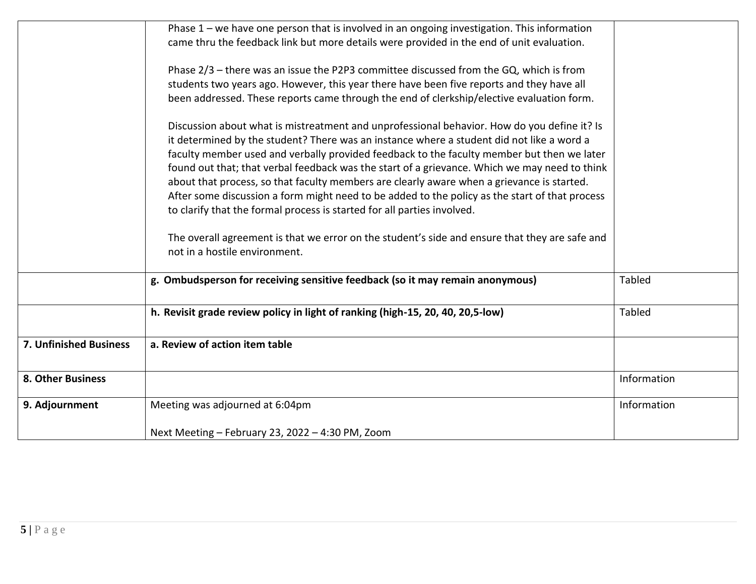| | | |
|---|---|---|
| | Phase 1 – we have one person that is involved in an ongoing investigation. This information came thru the feedback link but more details were provided in the end of unit evaluation.<br><br>Phase 2/3 – there was an issue the P2P3 committee discussed from the GQ, which is from students two years ago. However, this year there have been five reports and they have all been addressed. These reports came through the end of clerkship/elective evaluation form.<br><br>Discussion about what is mistreatment and unprofessional behavior. How do you define it? Is it determined by the student? There was an instance where a student did not like a word a faculty member used and verbally provided feedback to the faculty member but then we later found out that; that verbal feedback was the start of a grievance. Which we may need to think about that process, so that faculty members are clearly aware when a grievance is started. After some discussion a form might need to be added to the policy as the start of that process to clarify that the formal process is started for all parties involved.<br><br>The overall agreement is that we error on the student's side and ensure that they are safe and not in a hostile environment. | |
| | **g. Ombudsperson for receiving sensitive feedback (so it may remain anonymous)** | Tabled |
| | **h. Revisit grade review policy in light of ranking (high-15, 20, 40, 20,5-low)** | Tabled |
| **7. Unfinished Business** | **a. Review of action item table** | |
| **8. Other Business** | | Information |
| **9. Adjournment** | Meeting was adjourned at 6:04pm<br><br>Next Meeting – February 23, 2022 – 4:30 PM, Zoom | Information |